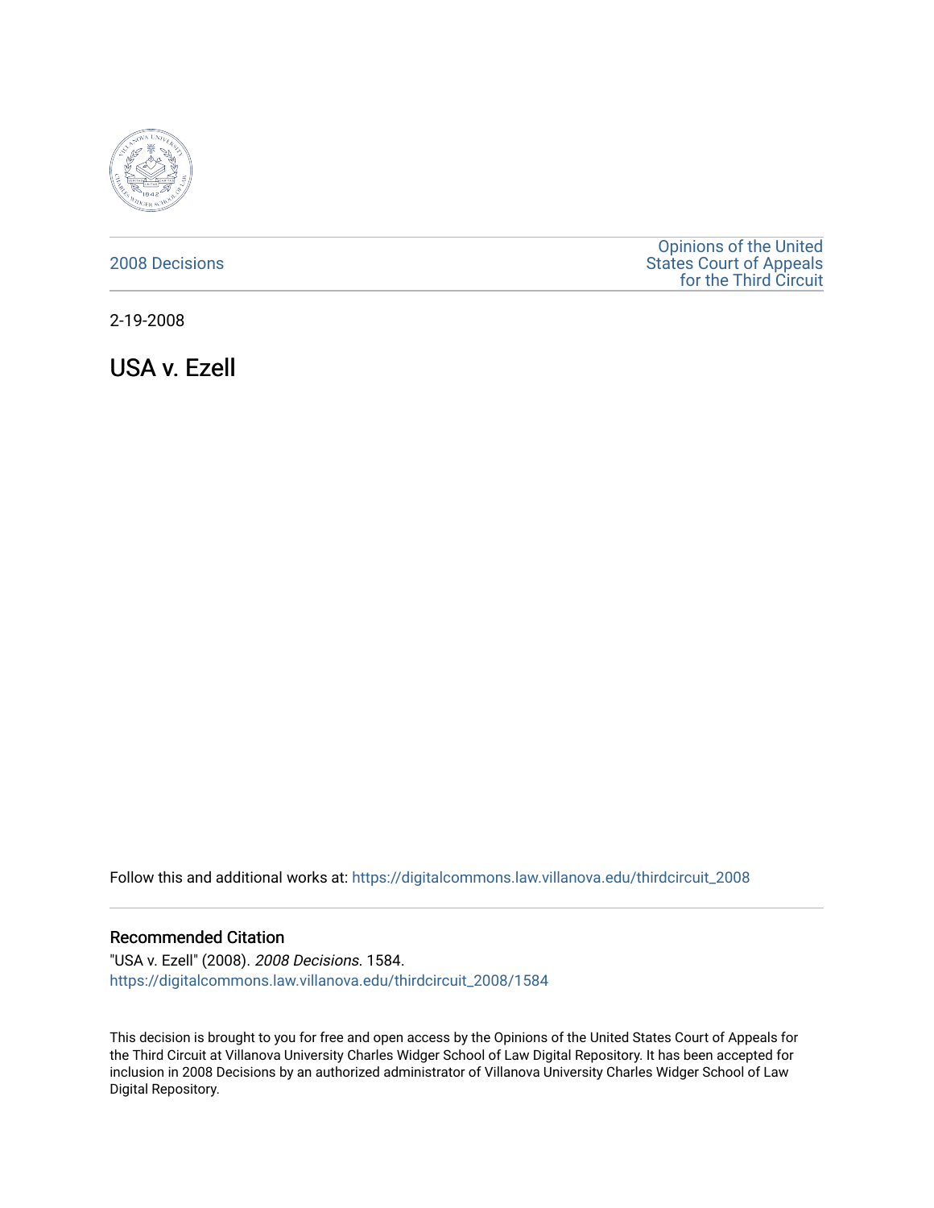2008 Decisions

Opinions of the United States Court of Appeals for the Third Circuit

2-19-2008

# USA v. Ezell

Follow this and additional works at: https://digitalcommons.law.villanova.edu/thirdcircuit_2008

## Recommended Citation

"USA v. Ezell" (2008). *2008 Decisions*. 1584.
https://digitalcommons.law.villanova.edu/thirdcircuit_2008/1584

This decision is brought to you for free and open access by the Opinions of the United States Court of Appeals for the Third Circuit at Villanova University Charles Widger School of Law Digital Repository. It has been accepted for inclusion in 2008 Decisions by an authorized administrator of Villanova University Charles Widger School of Law Digital Repository.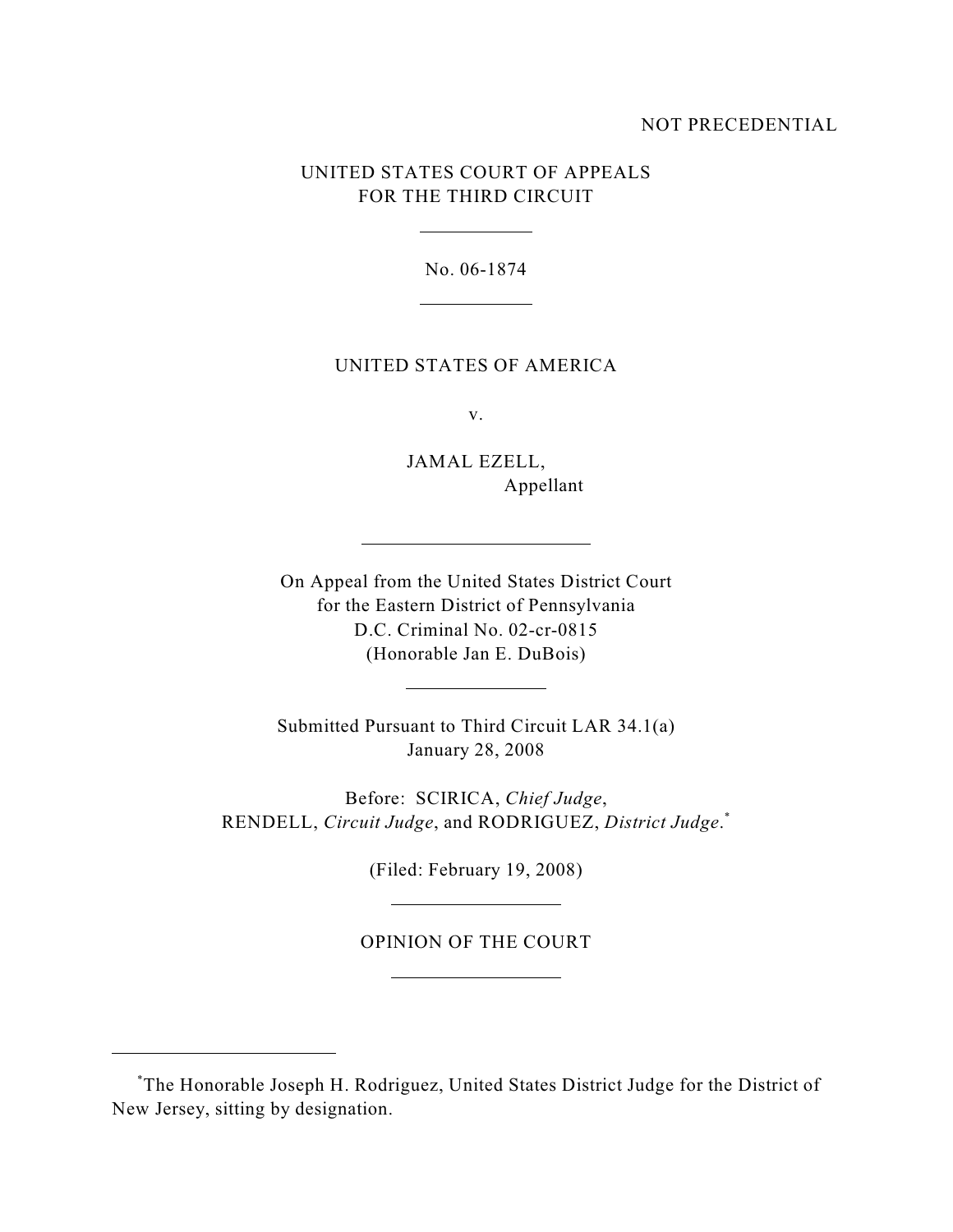NOT PRECEDENTIAL

UNITED STATES COURT OF APPEALS
FOR THE THIRD CIRCUIT

---

No. 06-1874

---

UNITED STATES OF AMERICA

v.

JAMAL EZELL,
Appellant

---

On Appeal from the United States District Court
for the Eastern District of Pennsylvania
D.C. Criminal No. 02-cr-0815
(Honorable Jan E. DuBois)

---

Submitted Pursuant to Third Circuit LAR 34.1(a)
January 28, 2008

Before: SCIRICA, *Chief Judge*,
RENDELL, *Circuit Judge*, and RODRIGUEZ, *District Judge*.[*]

(Filed: February 19, 2008)

---

OPINION OF THE COURT

---

[*]The Honorable Joseph H. Rodriguez, United States District Judge for the District of New Jersey, sitting by designation.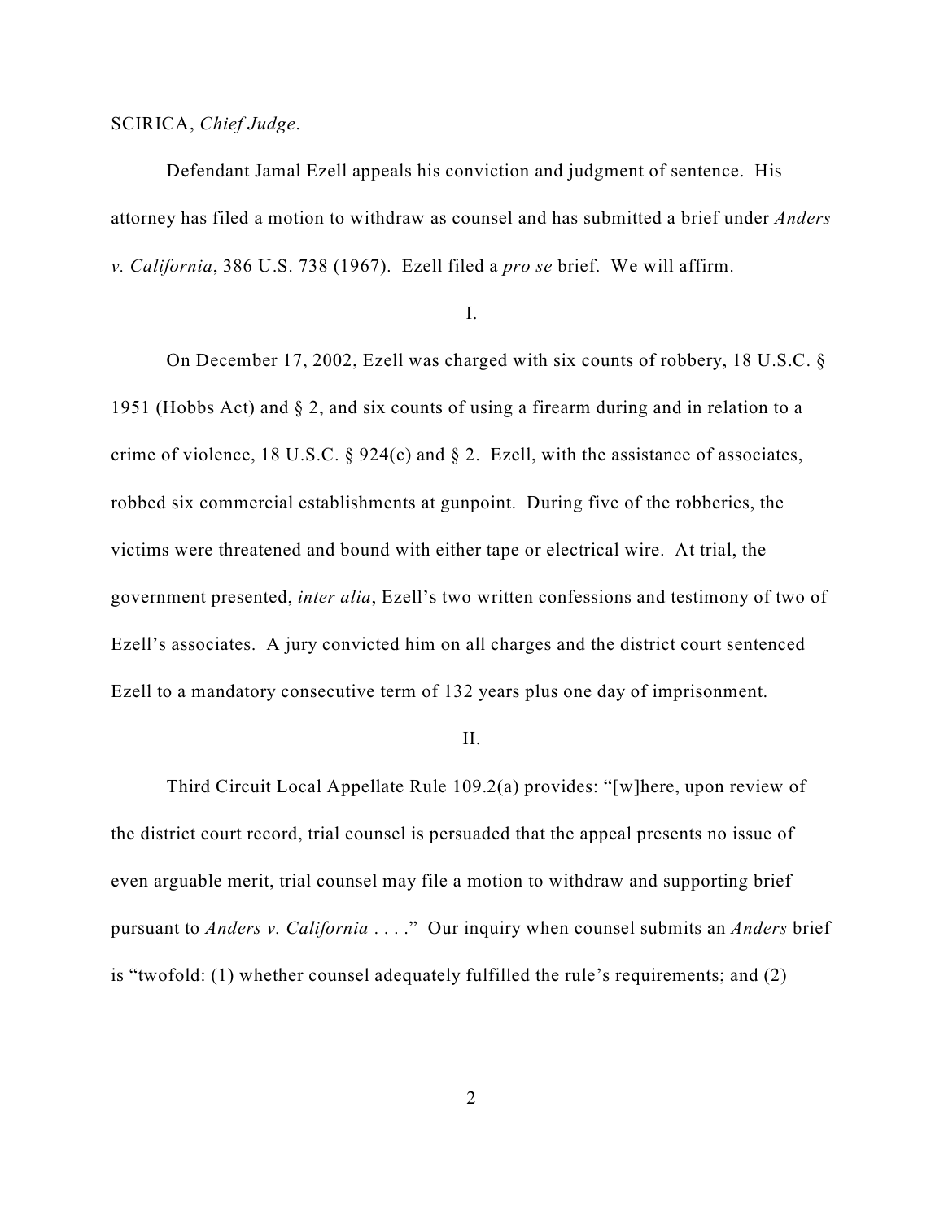SCIRICA, *Chief Judge*.

Defendant Jamal Ezell appeals his conviction and judgment of sentence. His attorney has filed a motion to withdraw as counsel and has submitted a brief under *Anders v. California*, 386 U.S. 738 (1967). Ezell filed a *pro se* brief. We will affirm.

I.

On December 17, 2002, Ezell was charged with six counts of robbery, 18 U.S.C. § 1951 (Hobbs Act) and § 2, and six counts of using a firearm during and in relation to a crime of violence, 18 U.S.C. § 924(c) and § 2. Ezell, with the assistance of associates, robbed six commercial establishments at gunpoint. During five of the robberies, the victims were threatened and bound with either tape or electrical wire. At trial, the government presented, *inter alia*, Ezell's two written confessions and testimony of two of Ezell's associates. A jury convicted him on all charges and the district court sentenced Ezell to a mandatory consecutive term of 132 years plus one day of imprisonment.

II.

Third Circuit Local Appellate Rule 109.2(a) provides: "[w]here, upon review of the district court record, trial counsel is persuaded that the appeal presents no issue of even arguable merit, trial counsel may file a motion to withdraw and supporting brief pursuant to *Anders v. California* . . . ." Our inquiry when counsel submits an *Anders* brief is "twofold: (1) whether counsel adequately fulfilled the rule's requirements; and (2)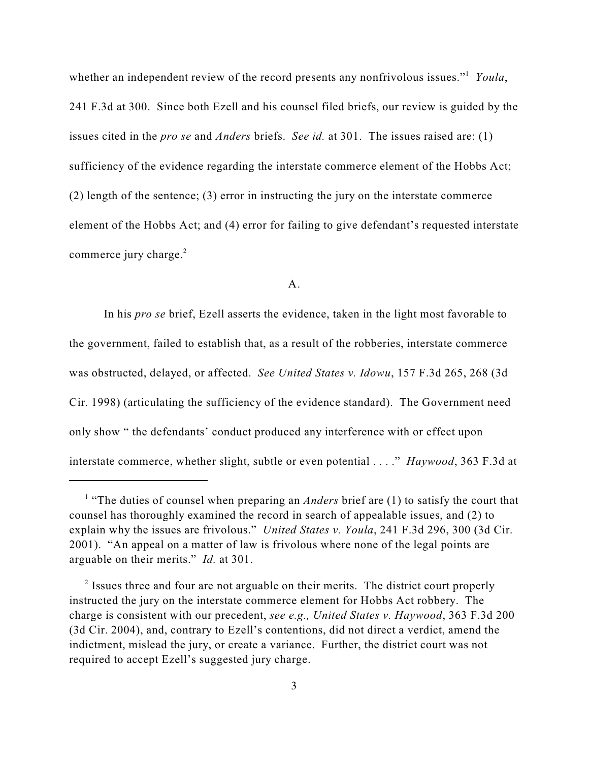whether an independent review of the record presents any nonfrivolous issues."[1] *Youla*, 241 F.3d at 300. Since both Ezell and his counsel filed briefs, our review is guided by the issues cited in the *pro se* and *Anders* briefs. *See id.* at 301. The issues raised are: (1) sufficiency of the evidence regarding the interstate commerce element of the Hobbs Act; (2) length of the sentence; (3) error in instructing the jury on the interstate commerce element of the Hobbs Act; and (4) error for failing to give defendant's requested interstate commerce jury charge.[2]

A.

In his *pro se* brief, Ezell asserts the evidence, taken in the light most favorable to the government, failed to establish that, as a result of the robberies, interstate commerce was obstructed, delayed, or affected. *See United States v. Idowu*, 157 F.3d 265, 268 (3d Cir. 1998) (articulating the sufficiency of the evidence standard). The Government need only show " the defendants' conduct produced any interference with or effect upon interstate commerce, whether slight, subtle or even potential . . . ." *Haywood*, 363 F.3d at

---

[1] "The duties of counsel when preparing an *Anders* brief are (1) to satisfy the court that counsel has thoroughly examined the record in search of appealable issues, and (2) to explain why the issues are frivolous." *United States v. Youla*, 241 F.3d 296, 300 (3d Cir. 2001). "An appeal on a matter of law is frivolous where none of the legal points are arguable on their merits." *Id.* at 301.

[2] Issues three and four are not arguable on their merits. The district court properly instructed the jury on the interstate commerce element for Hobbs Act robbery. The charge is consistent with our precedent, *see e.g., United States v. Haywood*, 363 F.3d 200 (3d Cir. 2004), and, contrary to Ezell's contentions, did not direct a verdict, amend the indictment, mislead the jury, or create a variance. Further, the district court was not required to accept Ezell's suggested jury charge.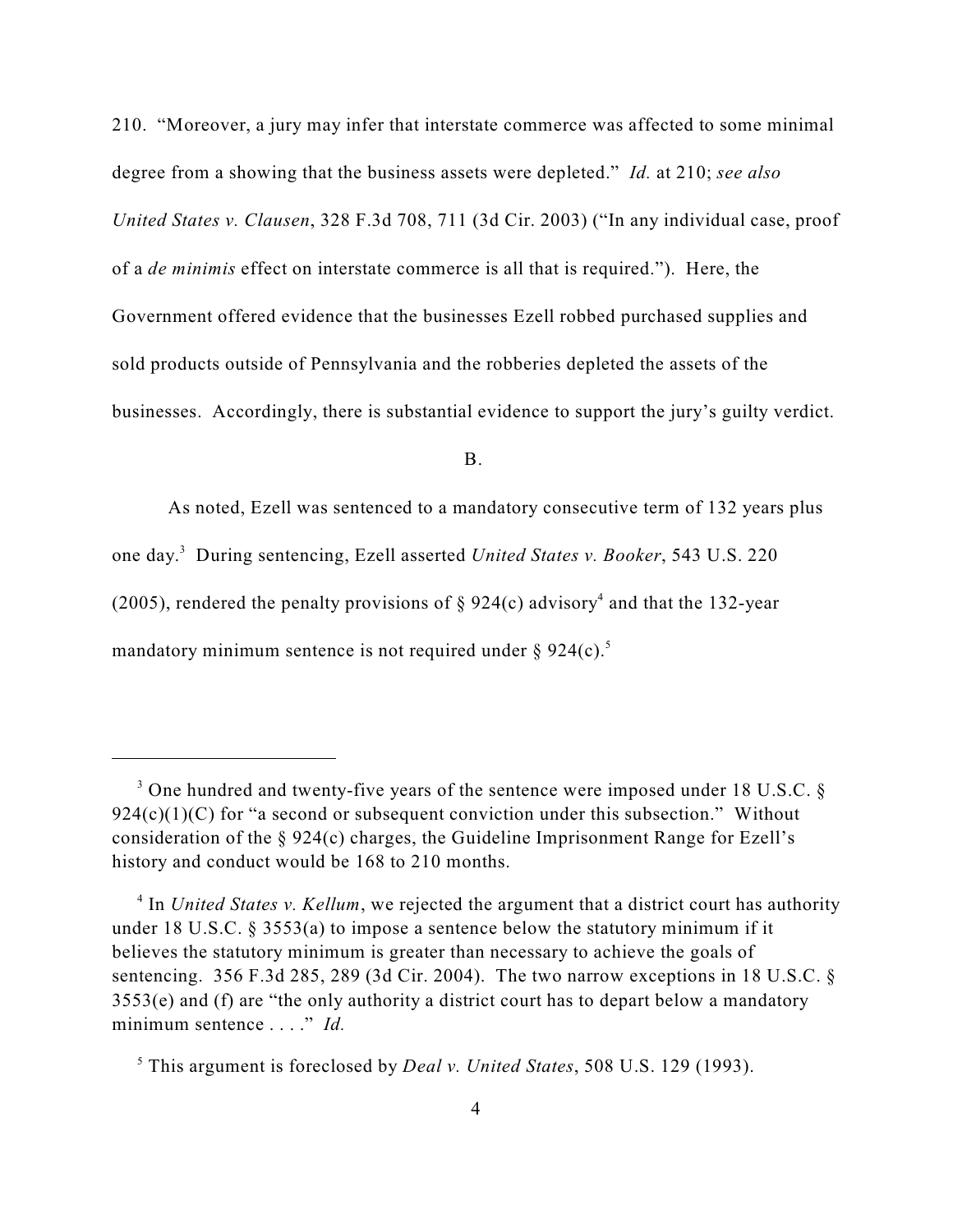210. "Moreover, a jury may infer that interstate commerce was affected to some minimal degree from a showing that the business assets were depleted." *Id.* at 210; *see also United States v. Clausen*, 328 F.3d 708, 711 (3d Cir. 2003) ("In any individual case, proof of a *de minimis* effect on interstate commerce is all that is required."). Here, the Government offered evidence that the businesses Ezell robbed purchased supplies and sold products outside of Pennsylvania and the robberies depleted the assets of the businesses. Accordingly, there is substantial evidence to support the jury's guilty verdict.

B.

As noted, Ezell was sentenced to a mandatory consecutive term of 132 years plus one day.[3] During sentencing, Ezell asserted *United States v. Booker*, 543 U.S. 220 (2005), rendered the penalty provisions of § 924(c) advisory[4] and that the 132-year mandatory minimum sentence is not required under § 924(c).[5]

---

[3] One hundred and twenty-five years of the sentence were imposed under 18 U.S.C. § 924(c)(1)(C) for "a second or subsequent conviction under this subsection." Without consideration of the § 924(c) charges, the Guideline Imprisonment Range for Ezell's history and conduct would be 168 to 210 months.

[4] In *United States v. Kellum*, we rejected the argument that a district court has authority under 18 U.S.C. § 3553(a) to impose a sentence below the statutory minimum if it believes the statutory minimum is greater than necessary to achieve the goals of sentencing. 356 F.3d 285, 289 (3d Cir. 2004). The two narrow exceptions in 18 U.S.C. § 3553(e) and (f) are "the only authority a district court has to depart below a mandatory minimum sentence . . . ." *Id.*

[5] This argument is foreclosed by *Deal v. United States*, 508 U.S. 129 (1993).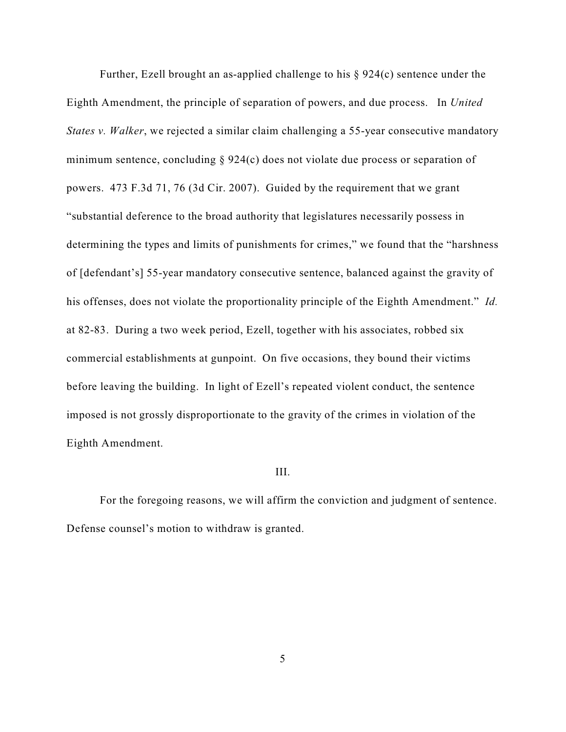Further, Ezell brought an as-applied challenge to his § 924(c) sentence under the Eighth Amendment, the principle of separation of powers, and due process. In *United States v. Walker*, we rejected a similar claim challenging a 55-year consecutive mandatory minimum sentence, concluding § 924(c) does not violate due process or separation of powers. 473 F.3d 71, 76 (3d Cir. 2007). Guided by the requirement that we grant "substantial deference to the broad authority that legislatures necessarily possess in determining the types and limits of punishments for crimes," we found that the "harshness of [defendant's] 55-year mandatory consecutive sentence, balanced against the gravity of his offenses, does not violate the proportionality principle of the Eighth Amendment." *Id.* at 82-83. During a two week period, Ezell, together with his associates, robbed six commercial establishments at gunpoint. On five occasions, they bound their victims before leaving the building. In light of Ezell's repeated violent conduct, the sentence imposed is not grossly disproportionate to the gravity of the crimes in violation of the Eighth Amendment.

III.

For the foregoing reasons, we will affirm the conviction and judgment of sentence. Defense counsel's motion to withdraw is granted.